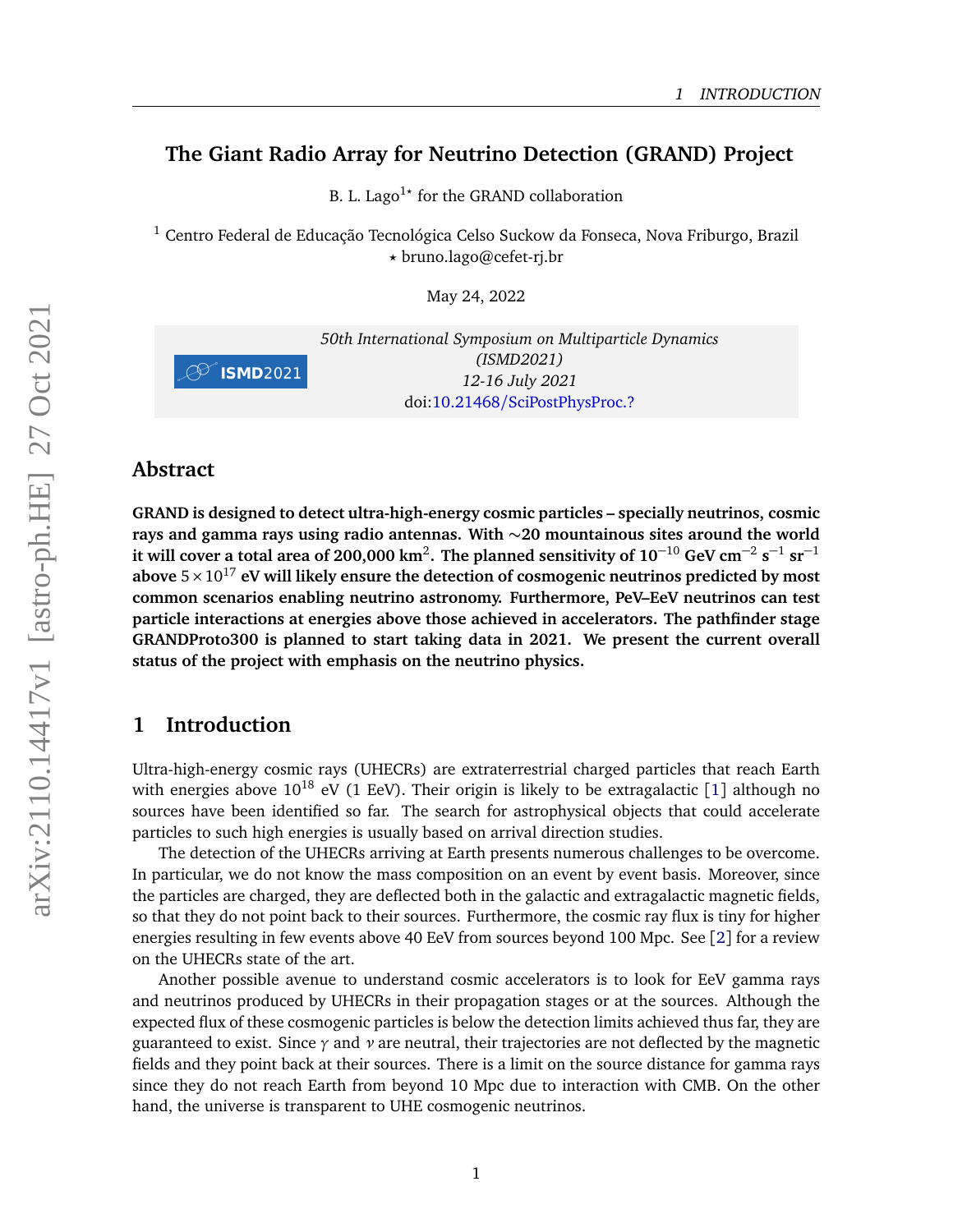# The Giant Radio Array for Neutrino Detection (GRAND) Project

B. L. Lago[1⋆] for the GRAND collaboration

[1] Centro Federal de Educação Tecnológica Celso Suckow da Fonseca, Nova Friburgo, Brazil
⋆ bruno.lago@cefet-rj.br

May 24, 2022

*50th International Symposium on Multiparticle Dynamics*
*(ISMD2021)*
*12-16 July 2021*
doi:10.21468/SciPostPhysProc.?

## Abstract

**GRAND is designed to detect ultra-high-energy cosmic particles – specially neutrinos, cosmic rays and gamma rays using radio antennas. With ∼20 mountainous sites around the world it will cover a total area of 200,000 km$^2$. The planned sensitivity of $10^{-10}$ GeV cm$^{-2}$ s$^{-1}$ sr$^{-1}$ above $5 \times 10^{17}$ eV will likely ensure the detection of cosmogenic neutrinos predicted by most common scenarios enabling neutrino astronomy. Furthermore, PeV–EeV neutrinos can test particle interactions at energies above those achieved in accelerators. The pathfinder stage GRANDProto300 is planned to start taking data in 2021. We present the current overall status of the project with emphasis on the neutrino physics.**

## 1 Introduction

Ultra-high-energy cosmic rays (UHECRs) are extraterrestrial charged particles that reach Earth with energies above $10^{18}$ eV (1 EeV). Their origin is likely to be extragalactic [1] although no sources have been identified so far. The search for astrophysical objects that could accelerate particles to such high energies is usually based on arrival direction studies.

The detection of the UHECRs arriving at Earth presents numerous challenges to be overcome. In particular, we do not know the mass composition on an event by event basis. Moreover, since the particles are charged, they are deflected both in the galactic and extragalactic magnetic fields, so that they do not point back to their sources. Furthermore, the cosmic ray flux is tiny for higher energies resulting in few events above 40 EeV from sources beyond 100 Mpc. See [2] for a review on the UHECRs state of the art.

Another possible avenue to understand cosmic accelerators is to look for EeV gamma rays and neutrinos produced by UHECRs in their propagation stages or at the sources. Although the expected flux of these cosmogenic particles is below the detection limits achieved thus far, they are guaranteed to exist. Since $\gamma$ and $\nu$ are neutral, their trajectories are not deflected by the magnetic fields and they point back at their sources. There is a limit on the source distance for gamma rays since they do not reach Earth from beyond 10 Mpc due to interaction with CMB. On the other hand, the universe is transparent to UHE cosmogenic neutrinos.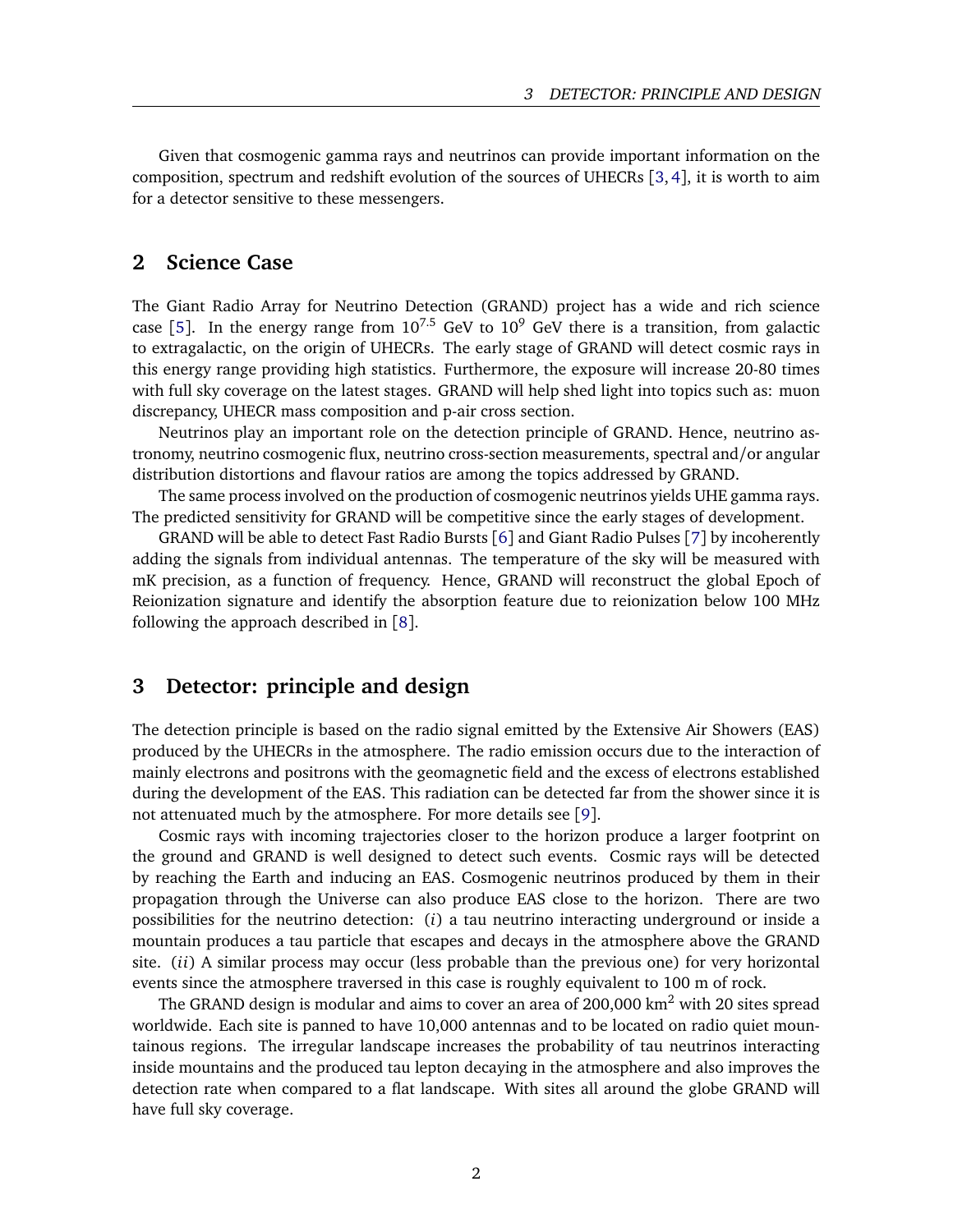Given that cosmogenic gamma rays and neutrinos can provide important information on the composition, spectrum and redshift evolution of the sources of UHECRs [3, 4], it is worth to aim for a detector sensitive to these messengers.

## 2 Science Case

The Giant Radio Array for Neutrino Detection (GRAND) project has a wide and rich science case [5]. In the energy range from $10^{7.5}$ GeV to $10^{9}$ GeV there is a transition, from galactic to extragalactic, on the origin of UHECRs. The early stage of GRAND will detect cosmic rays in this energy range providing high statistics. Furthermore, the exposure will increase 20-80 times with full sky coverage on the latest stages. GRAND will help shed light into topics such as: muon discrepancy, UHECR mass composition and p-air cross section.

Neutrinos play an important role on the detection principle of GRAND. Hence, neutrino astronomy, neutrino cosmogenic flux, neutrino cross-section measurements, spectral and/or angular distribution distortions and flavour ratios are among the topics addressed by GRAND.

The same process involved on the production of cosmogenic neutrinos yields UHE gamma rays. The predicted sensitivity for GRAND will be competitive since the early stages of development.

GRAND will be able to detect Fast Radio Bursts [6] and Giant Radio Pulses [7] by incoherently adding the signals from individual antennas. The temperature of the sky will be measured with mK precision, as a function of frequency. Hence, GRAND will reconstruct the global Epoch of Reionization signature and identify the absorption feature due to reionization below 100 MHz following the approach described in [8].

## 3 Detector: principle and design

The detection principle is based on the radio signal emitted by the Extensive Air Showers (EAS) produced by the UHECRs in the atmosphere. The radio emission occurs due to the interaction of mainly electrons and positrons with the geomagnetic field and the excess of electrons established during the development of the EAS. This radiation can be detected far from the shower since it is not attenuated much by the atmosphere. For more details see [9].

Cosmic rays with incoming trajectories closer to the horizon produce a larger footprint on the ground and GRAND is well designed to detect such events. Cosmic rays will be detected by reaching the Earth and inducing an EAS. Cosmogenic neutrinos produced by them in their propagation through the Universe can also produce EAS close to the horizon. There are two possibilities for the neutrino detection: (*i*) a tau neutrino interacting underground or inside a mountain produces a tau particle that escapes and decays in the atmosphere above the GRAND site. (*ii*) A similar process may occur (less probable than the previous one) for very horizontal events since the atmosphere traversed in this case is roughly equivalent to 100 m of rock.

The GRAND design is modular and aims to cover an area of 200,000 km$^2$ with 20 sites spread worldwide. Each site is panned to have 10,000 antennas and to be located on radio quiet mountainous regions. The irregular landscape increases the probability of tau neutrinos interacting inside mountains and the produced tau lepton decaying in the atmosphere and also improves the detection rate when compared to a flat landscape. With sites all around the globe GRAND will have full sky coverage.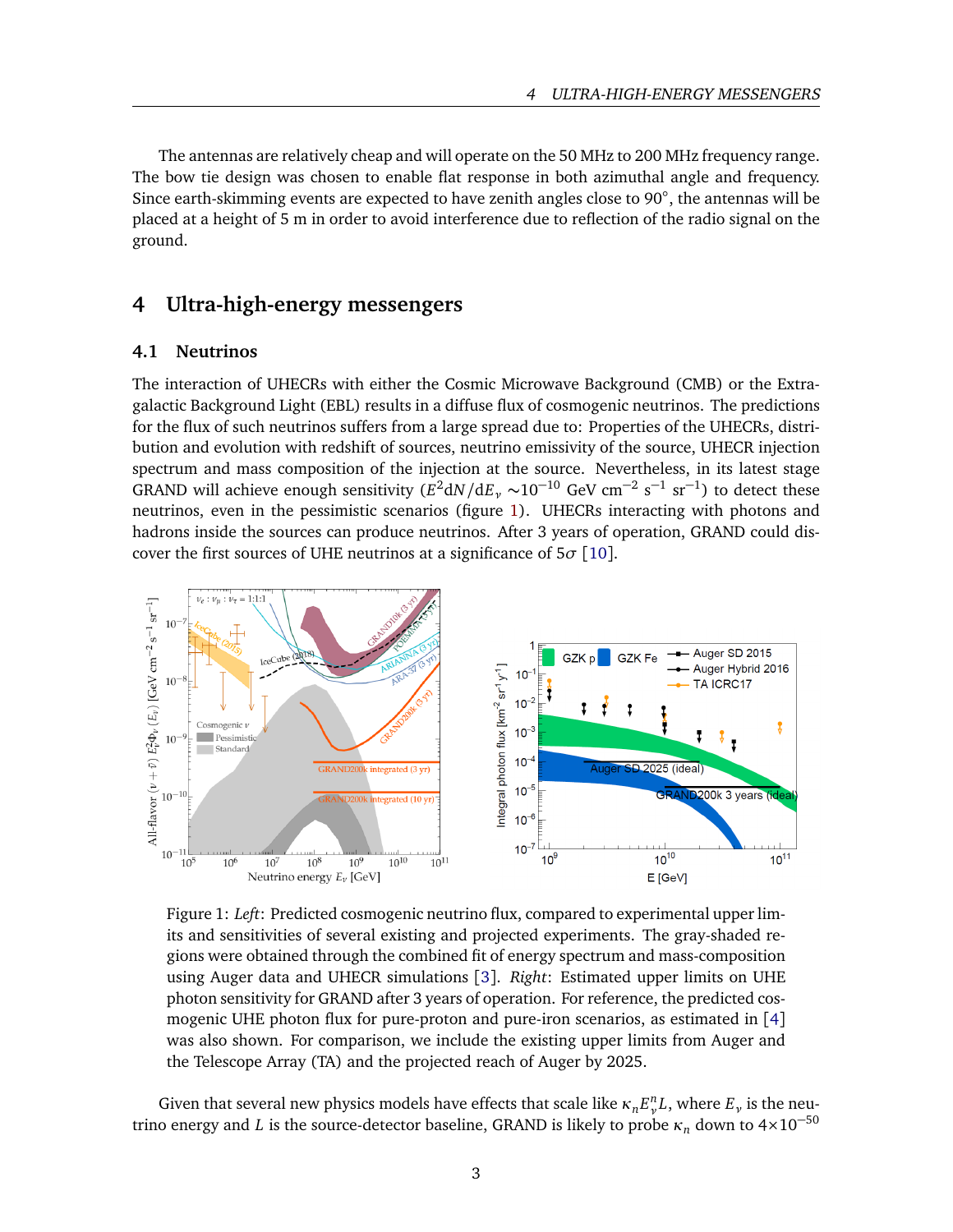The antennas are relatively cheap and will operate on the 50 MHz to 200 MHz frequency range. The bow tie design was chosen to enable flat response in both azimuthal angle and frequency. Since earth-skimming events are expected to have zenith angles close to 90°, the antennas will be placed at a height of 5 m in order to avoid interference due to reflection of the radio signal on the ground.

## 4 Ultra-high-energy messengers

### 4.1 Neutrinos

The interaction of UHECRs with either the Cosmic Microwave Background (CMB) or the Extra-galactic Background Light (EBL) results in a diffuse flux of cosmogenic neutrinos. The predictions for the flux of such neutrinos suffers from a large spread due to: Properties of the UHECRs, distribution and evolution with redshift of sources, neutrino emissivity of the source, UHECR injection spectrum and mass composition of the injection at the source. Nevertheless, in its latest stage GRAND will achieve enough sensitivity ($E^2 \mathrm{d}N/\mathrm{d}E_\nu \sim 10^{-10}$ GeV cm$^{-2}$ s$^{-1}$ sr$^{-1}$) to detect these neutrinos, even in the pessimistic scenarios (figure 1). UHECRs interacting with photons and hadrons inside the sources can produce neutrinos. After 3 years of operation, GRAND could discover the first sources of UHE neutrinos at a significance of $5\sigma$ [10].

Figure 1: *Left*: Predicted cosmogenic neutrino flux, compared to experimental upper limits and sensitivities of several existing and projected experiments. The gray-shaded regions were obtained through the combined fit of energy spectrum and mass-composition using Auger data and UHECR simulations [3]. *Right*: Estimated upper limits on UHE photon sensitivity for GRAND after 3 years of operation. For reference, the predicted cosmogenic UHE photon flux for pure-proton and pure-iron scenarios, as estimated in [4] was also shown. For comparison, we include the existing upper limits from Auger and the Telescope Array (TA) and the projected reach of Auger by 2025.

Given that several new physics models have effects that scale like $\kappa_n E_\nu^n L$, where $E_\nu$ is the neutrino energy and $L$ is the source-detector baseline, GRAND is likely to probe $\kappa_n$ down to $4\times10^{-50}$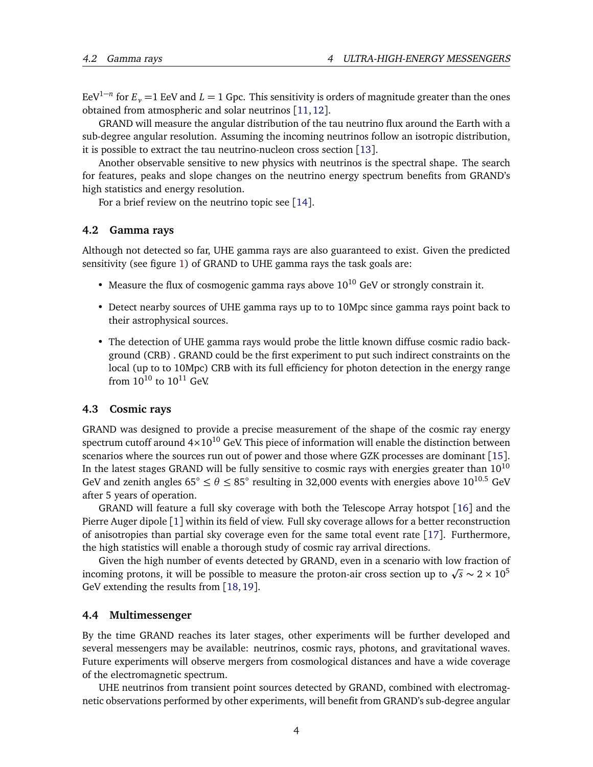$\mathrm{EeV}^{1-n}$ for $E_\nu = 1$ EeV and $L = 1$ Gpc. This sensitivity is orders of magnitude greater than the ones obtained from atmospheric and solar neutrinos [11, 12].

GRAND will measure the angular distribution of the tau neutrino flux around the Earth with a sub-degree angular resolution. Assuming the incoming neutrinos follow an isotropic distribution, it is possible to extract the tau neutrino-nucleon cross section [13].

Another observable sensitive to new physics with neutrinos is the spectral shape. The search for features, peaks and slope changes on the neutrino energy spectrum benefits from GRAND's high statistics and energy resolution.

For a brief review on the neutrino topic see [14].

### 4.2 Gamma rays

Although not detected so far, UHE gamma rays are also guaranteed to exist. Given the predicted sensitivity (see figure 1) of GRAND to UHE gamma rays the task goals are:

- Measure the flux of cosmogenic gamma rays above $10^{10}$ GeV or strongly constrain it.
- Detect nearby sources of UHE gamma rays up to to 10Mpc since gamma rays point back to their astrophysical sources.
- The detection of UHE gamma rays would probe the little known diffuse cosmic radio background (CRB) . GRAND could be the first experiment to put such indirect constraints on the local (up to to 10Mpc) CRB with its full efficiency for photon detection in the energy range from $10^{10}$ to $10^{11}$ GeV.

### 4.3 Cosmic rays

GRAND was designed to provide a precise measurement of the shape of the cosmic ray energy spectrum cutoff around $4 \times 10^{10}$ GeV. This piece of information will enable the distinction between scenarios where the sources run out of power and those where GZK processes are dominant [15]. In the latest stages GRAND will be fully sensitive to cosmic rays with energies greater than $10^{10}$ GeV and zenith angles $65^\circ \leq \theta \leq 85^\circ$ resulting in 32,000 events with energies above $10^{10.5}$ GeV after 5 years of operation.

GRAND will feature a full sky coverage with both the Telescope Array hotspot [16] and the Pierre Auger dipole [1] within its field of view. Full sky coverage allows for a better reconstruction of anisotropies than partial sky coverage even for the same total event rate [17]. Furthermore, the high statistics will enable a thorough study of cosmic ray arrival directions.

Given the high number of events detected by GRAND, even in a scenario with low fraction of incoming protons, it will be possible to measure the proton-air cross section up to $\sqrt{s} \sim 2 \times 10^5$ GeV extending the results from [18, 19].

### 4.4 Multimessenger

By the time GRAND reaches its later stages, other experiments will be further developed and several messengers may be available: neutrinos, cosmic rays, photons, and gravitational waves. Future experiments will observe mergers from cosmological distances and have a wide coverage of the electromagnetic spectrum.

UHE neutrinos from transient point sources detected by GRAND, combined with electromagnetic observations performed by other experiments, will benefit from GRAND's sub-degree angular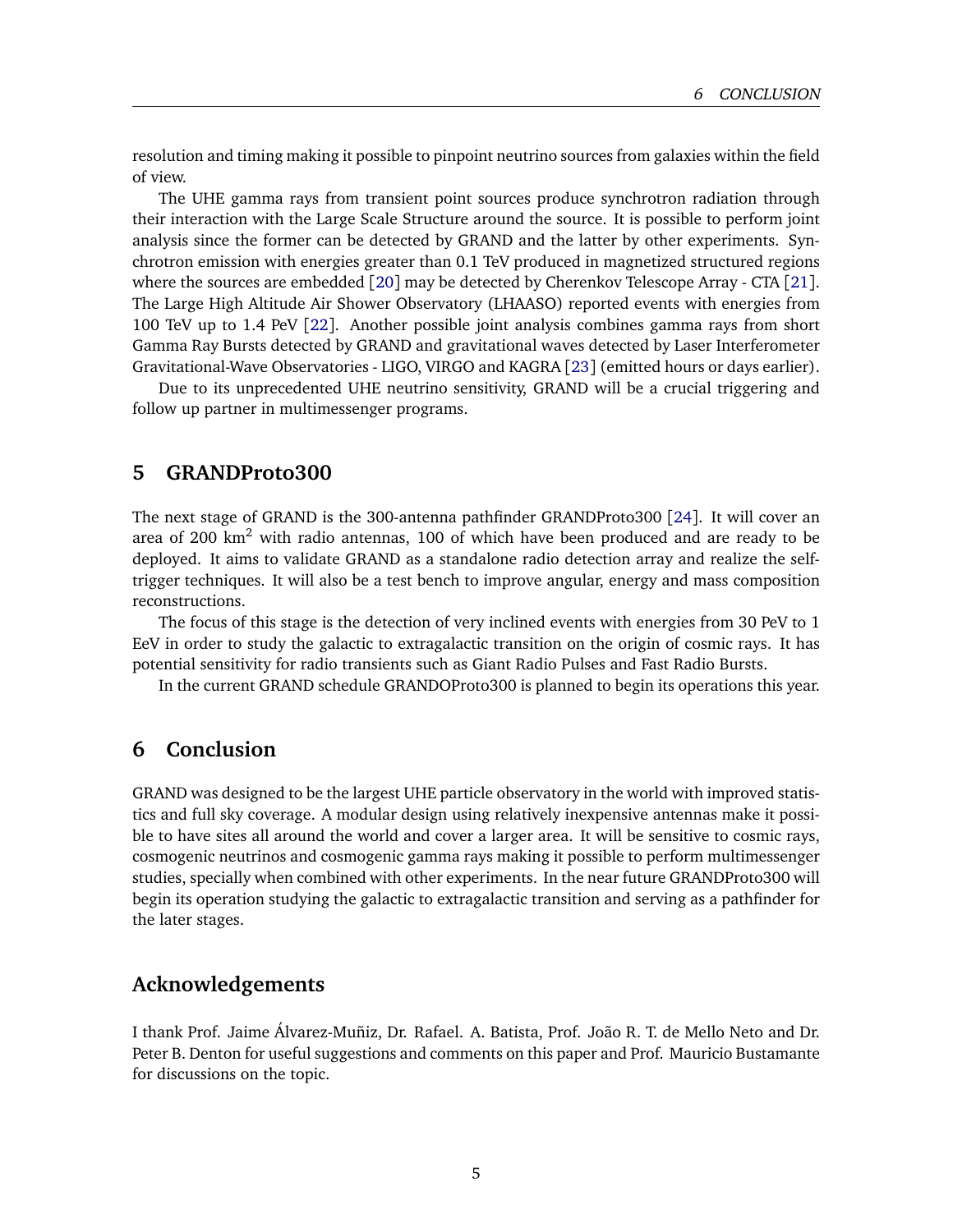resolution and timing making it possible to pinpoint neutrino sources from galaxies within the field of view.

The UHE gamma rays from transient point sources produce synchrotron radiation through their interaction with the Large Scale Structure around the source. It is possible to perform joint analysis since the former can be detected by GRAND and the latter by other experiments. Synchrotron emission with energies greater than 0.1 TeV produced in magnetized structured regions where the sources are embedded [20] may be detected by Cherenkov Telescope Array - CTA [21]. The Large High Altitude Air Shower Observatory (LHAASO) reported events with energies from 100 TeV up to 1.4 PeV [22]. Another possible joint analysis combines gamma rays from short Gamma Ray Bursts detected by GRAND and gravitational waves detected by Laser Interferometer Gravitational-Wave Observatories - LIGO, VIRGO and KAGRA [23] (emitted hours or days earlier).

Due to its unprecedented UHE neutrino sensitivity, GRAND will be a crucial triggering and follow up partner in multimessenger programs.

## 5 GRANDProto300

The next stage of GRAND is the 300-antenna pathfinder GRANDProto300 [24]. It will cover an area of 200 $km^2$ with radio antennas, 100 of which have been produced and are ready to be deployed. It aims to validate GRAND as a standalone radio detection array and realize the self-trigger techniques. It will also be a test bench to improve angular, energy and mass composition reconstructions.

The focus of this stage is the detection of very inclined events with energies from 30 PeV to 1 EeV in order to study the galactic to extragalactic transition on the origin of cosmic rays. It has potential sensitivity for radio transients such as Giant Radio Pulses and Fast Radio Bursts.

In the current GRAND schedule GRANDOProto300 is planned to begin its operations this year.

## 6 Conclusion

GRAND was designed to be the largest UHE particle observatory in the world with improved statistics and full sky coverage. A modular design using relatively inexpensive antennas make it possible to have sites all around the world and cover a larger area. It will be sensitive to cosmic rays, cosmogenic neutrinos and cosmogenic gamma rays making it possible to perform multimessenger studies, specially when combined with other experiments. In the near future GRANDProto300 will begin its operation studying the galactic to extragalactic transition and serving as a pathfinder for the later stages.

## Acknowledgements

I thank Prof. Jaime Álvarez-Muñiz, Dr. Rafael. A. Batista, Prof. João R. T. de Mello Neto and Dr. Peter B. Denton for useful suggestions and comments on this paper and Prof. Mauricio Bustamante for discussions on the topic.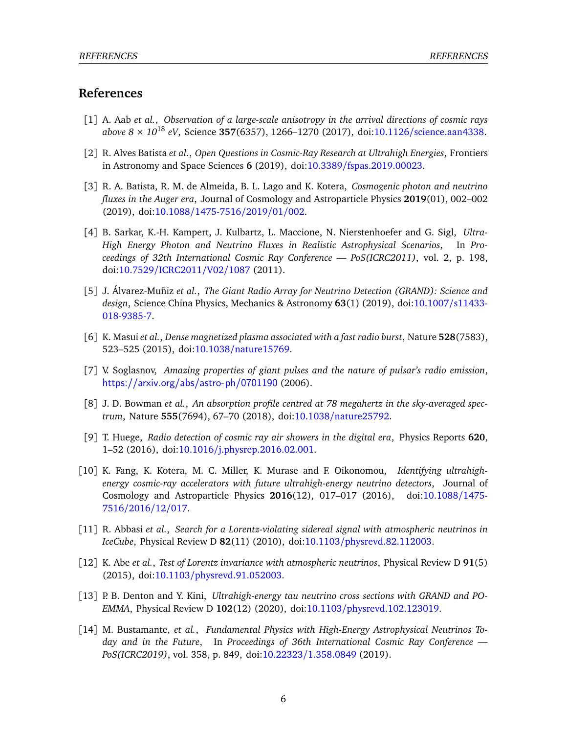# References

[1] A. Aab *et al.*, *Observation of a large-scale anisotropy in the arrival directions of cosmic rays above 8 × $10^{18}$ eV*, Science **357**(6357), 1266–1270 (2017), doi:10.1126/science.aan4338.

[2] R. Alves Batista *et al.*, *Open Questions in Cosmic-Ray Research at Ultrahigh Energies*, Frontiers in Astronomy and Space Sciences **6** (2019), doi:10.3389/fspas.2019.00023.

[3] R. A. Batista, R. M. de Almeida, B. L. Lago and K. Kotera, *Cosmogenic photon and neutrino fluxes in the Auger era*, Journal of Cosmology and Astroparticle Physics **2019**(01), 002–002 (2019), doi:10.1088/1475-7516/2019/01/002.

[4] B. Sarkar, K.-H. Kampert, J. Kulbartz, L. Maccione, N. Nierstenhoefer and G. Sigl, *Ultra-High Energy Photon and Neutrino Fluxes in Realistic Astrophysical Scenarios*, In *Proceedings of 32th International Cosmic Ray Conference — PoS(ICRC2011)*, vol. 2, p. 198, doi:10.7529/ICRC2011/V02/1087 (2011).

[5] J. Álvarez-Muñiz *et al.*, *The Giant Radio Array for Neutrino Detection (GRAND): Science and design*, Science China Physics, Mechanics & Astronomy **63**(1) (2019), doi:10.1007/s11433-018-9385-7.

[6] K. Masui *et al.*, *Dense magnetized plasma associated with a fast radio burst*, Nature **528**(7583), 523–525 (2015), doi:10.1038/nature15769.

[7] V. Soglasnov, *Amazing properties of giant pulses and the nature of pulsar's radio emission*, https://arxiv.org/abs/astro-ph/0701190 (2006).

[8] J. D. Bowman *et al.*, *An absorption profile centred at 78 megahertz in the sky-averaged spectrum*, Nature **555**(7694), 67–70 (2018), doi:10.1038/nature25792.

[9] T. Huege, *Radio detection of cosmic ray air showers in the digital era*, Physics Reports **620**, 1–52 (2016), doi:10.1016/j.physrep.2016.02.001.

[10] K. Fang, K. Kotera, M. C. Miller, K. Murase and F. Oikonomou, *Identifying ultrahigh-energy cosmic-ray accelerators with future ultrahigh-energy neutrino detectors*, Journal of Cosmology and Astroparticle Physics **2016**(12), 017–017 (2016), doi:10.1088/1475-7516/2016/12/017.

[11] R. Abbasi *et al.*, *Search for a Lorentz-violating sidereal signal with atmospheric neutrinos in IceCube*, Physical Review D **82**(11) (2010), doi:10.1103/physrevd.82.112003.

[12] K. Abe *et al.*, *Test of Lorentz invariance with atmospheric neutrinos*, Physical Review D **91**(5) (2015), doi:10.1103/physrevd.91.052003.

[13] P. B. Denton and Y. Kini, *Ultrahigh-energy tau neutrino cross sections with GRAND and POEMMA*, Physical Review D **102**(12) (2020), doi:10.1103/physrevd.102.123019.

[14] M. Bustamante, *et al.*, *Fundamental Physics with High-Energy Astrophysical Neutrinos Today and in the Future*, In *Proceedings of 36th International Cosmic Ray Conference — PoS(ICRC2019)*, vol. 358, p. 849, doi:10.22323/1.358.0849 (2019).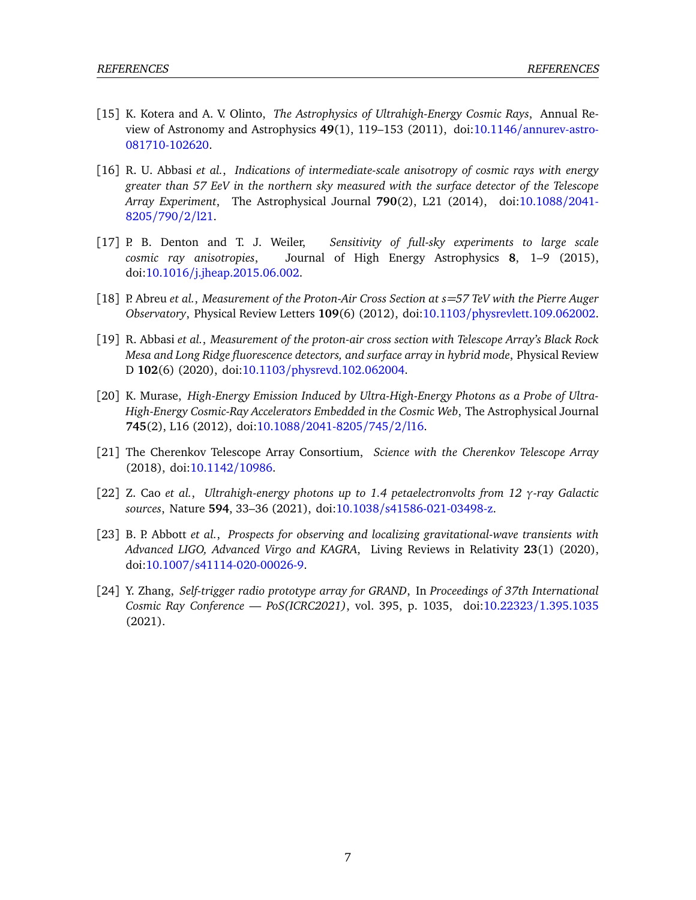[15] K. Kotera and A. V. Olinto, *The Astrophysics of Ultrahigh-Energy Cosmic Rays*, Annual Review of Astronomy and Astrophysics **49**(1), 119–153 (2011), doi:10.1146/annurev-astro-081710-102620.

[16] R. U. Abbasi *et al.*, *Indications of intermediate-scale anisotropy of cosmic rays with energy greater than 57 EeV in the northern sky measured with the surface detector of the Telescope Array Experiment*, The Astrophysical Journal **790**(2), L21 (2014), doi:10.1088/2041-8205/790/2/l21.

[17] P. B. Denton and T. J. Weiler, *Sensitivity of full-sky experiments to large scale cosmic ray anisotropies*, Journal of High Energy Astrophysics **8**, 1–9 (2015), doi:10.1016/j.jheap.2015.06.002.

[18] P. Abreu *et al.*, *Measurement of the Proton-Air Cross Section at s=57 TeV with the Pierre Auger Observatory*, Physical Review Letters **109**(6) (2012), doi:10.1103/physrevlett.109.062002.

[19] R. Abbasi *et al.*, *Measurement of the proton-air cross section with Telescope Array's Black Rock Mesa and Long Ridge fluorescence detectors, and surface array in hybrid mode*, Physical Review D **102**(6) (2020), doi:10.1103/physrevd.102.062004.

[20] K. Murase, *High-Energy Emission Induced by Ultra-High-Energy Photons as a Probe of Ultra-High-Energy Cosmic-Ray Accelerators Embedded in the Cosmic Web*, The Astrophysical Journal **745**(2), L16 (2012), doi:10.1088/2041-8205/745/2/l16.

[21] The Cherenkov Telescope Array Consortium, *Science with the Cherenkov Telescope Array* (2018), doi:10.1142/10986.

[22] Z. Cao *et al.*, *Ultrahigh-energy photons up to 1.4 petaelectronvolts from 12 $\gamma$-ray Galactic sources*, Nature **594**, 33–36 (2021), doi:10.1038/s41586-021-03498-z.

[23] B. P. Abbott *et al.*, *Prospects for observing and localizing gravitational-wave transients with Advanced LIGO, Advanced Virgo and KAGRA*, Living Reviews in Relativity **23**(1) (2020), doi:10.1007/s41114-020-00026-9.

[24] Y. Zhang, *Self-trigger radio prototype array for GRAND*, In *Proceedings of 37th International Cosmic Ray Conference — PoS(ICRC2021)*, vol. 395, p. 1035, doi:10.22323/1.395.1035 (2021).